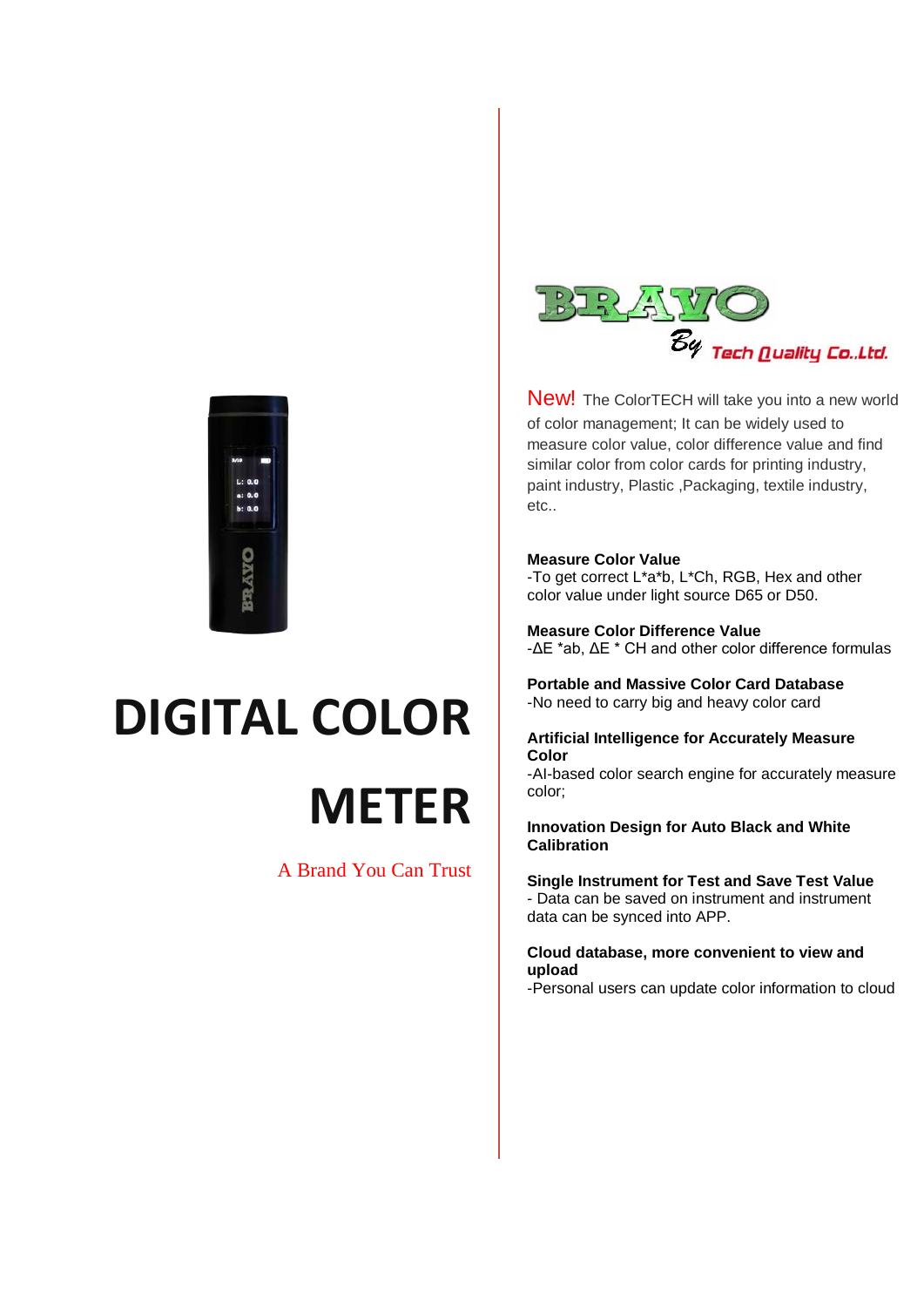# DIGITAL COLOR METER

A Brand You Can Trust

BRAVO By Tech Quality Co.,Ltd.

New! The ColorTECH will take you into a new world of color management; It can be widely used to measure color value, color difference value and find similar color from color cards for printing industry, paint industry, Plastic ,Packaging, textile industry, etc..

**Measure Color Value**
-To get correct L*a*b, L*Ch, RGB, Hex and other color value under light source D65 or D50.

**Measure Color Difference Value**
-ΔE *ab, ΔE * CH and other color difference formulas

**Portable and Massive Color Card Database**
-No need to carry big and heavy color card

**Artificial Intelligence for Accurately Measure Color**
-AI-based color search engine for accurately measure color;

**Innovation Design for Auto Black and White Calibration**

**Single Instrument for Test and Save Test Value**
- Data can be saved on instrument and instrument data can be synced into APP.

**Cloud database, more convenient to view and upload**
-Personal users can update color information to cloud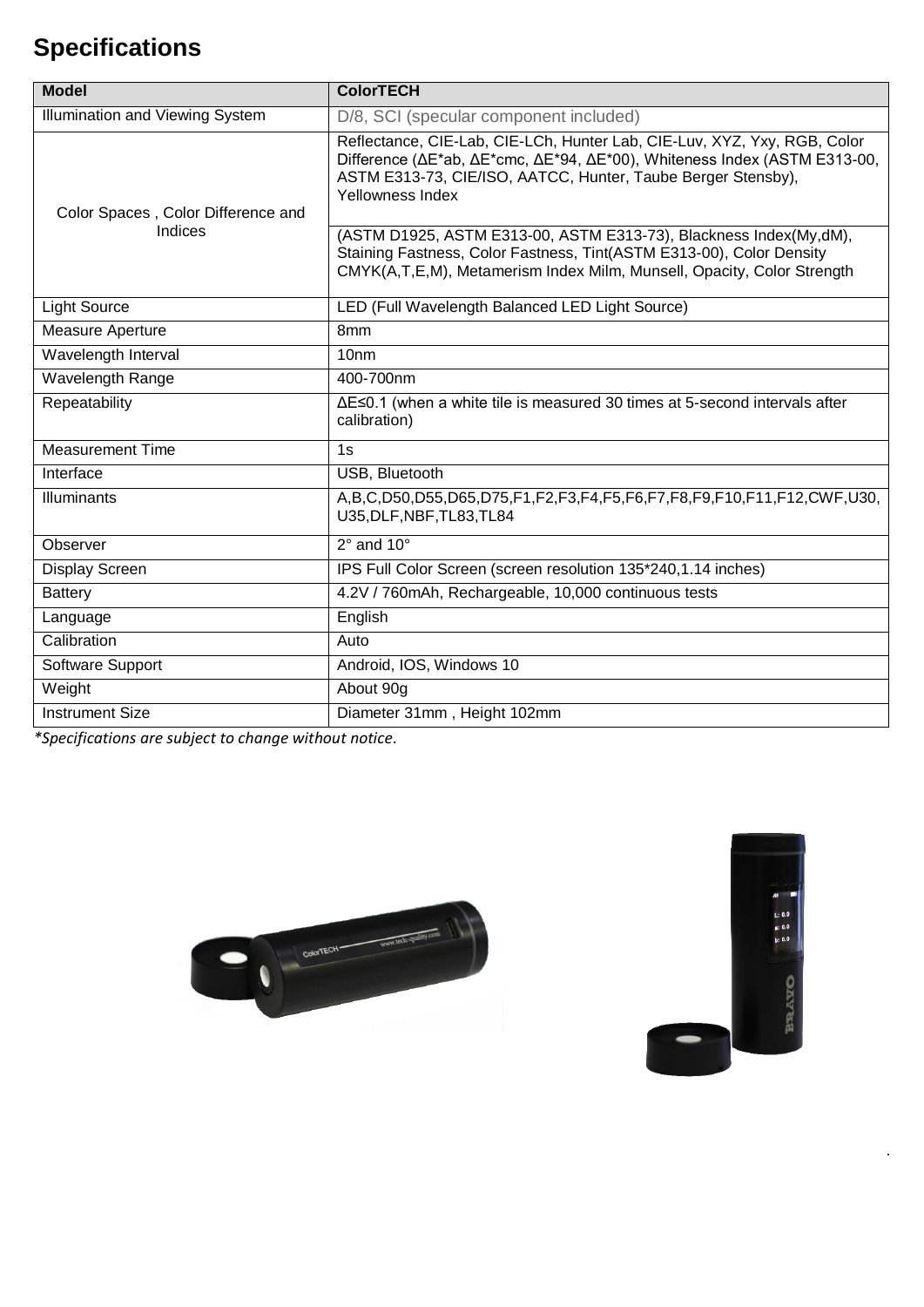## Specifications

| Model | ColorTECH |
|---|---|
| Illumination and Viewing System | D/8, SCI (specular component included) |
| Color Spaces , Color Difference and Indices | Reflectance, CIE-Lab, CIE-LCh, Hunter Lab, CIE-Luv, XYZ, Yxy, RGB, Color Difference (ΔE*ab, ΔE*cmc, ΔE*94, ΔE*00), Whiteness Index (ASTM E313-00, ASTM E313-73, CIE/ISO, AATCC, Hunter, Taube Berger Stensby), Yellowness Index (ASTM D1925, ASTM E313-00, ASTM E313-73), Blackness Index(My,dM), Staining Fastness, Color Fastness, Tint(ASTM E313-00), Color Density CMYK(A,T,E,M), Metamerism Index Milm, Munsell, Opacity, Color Strength |
| Light Source | LED (Full Wavelength Balanced LED Light Source) |
| Measure Aperture | 8mm |
| Wavelength Interval | 10nm |
| Wavelength Range | 400-700nm |
| Repeatability | ΔE≤0.1 (when a white tile is measured 30 times at 5-second intervals after calibration) |
| Measurement Time | 1s |
| Interface | USB, Bluetooth |
| Illuminants | A,B,C,D50,D55,D65,D75,F1,F2,F3,F4,F5,F6,F7,F8,F9,F10,F11,F12,CWF,U30, U35,DLF,NBF,TL83,TL84 |
| Observer | 2° and 10° |
| Display Screen | IPS Full Color Screen (screen resolution 135*240,1.14 inches) |
| Battery | 4.2V / 760mAh, Rechargeable, 10,000 continuous tests |
| Language | English |
| Calibration | Auto |
| Software Support | Android, IOS, Windows 10 |
| Weight | About 90g |
| Instrument Size | Diameter 31mm , Height 102mm |

*Specifications are subject to change without notice.*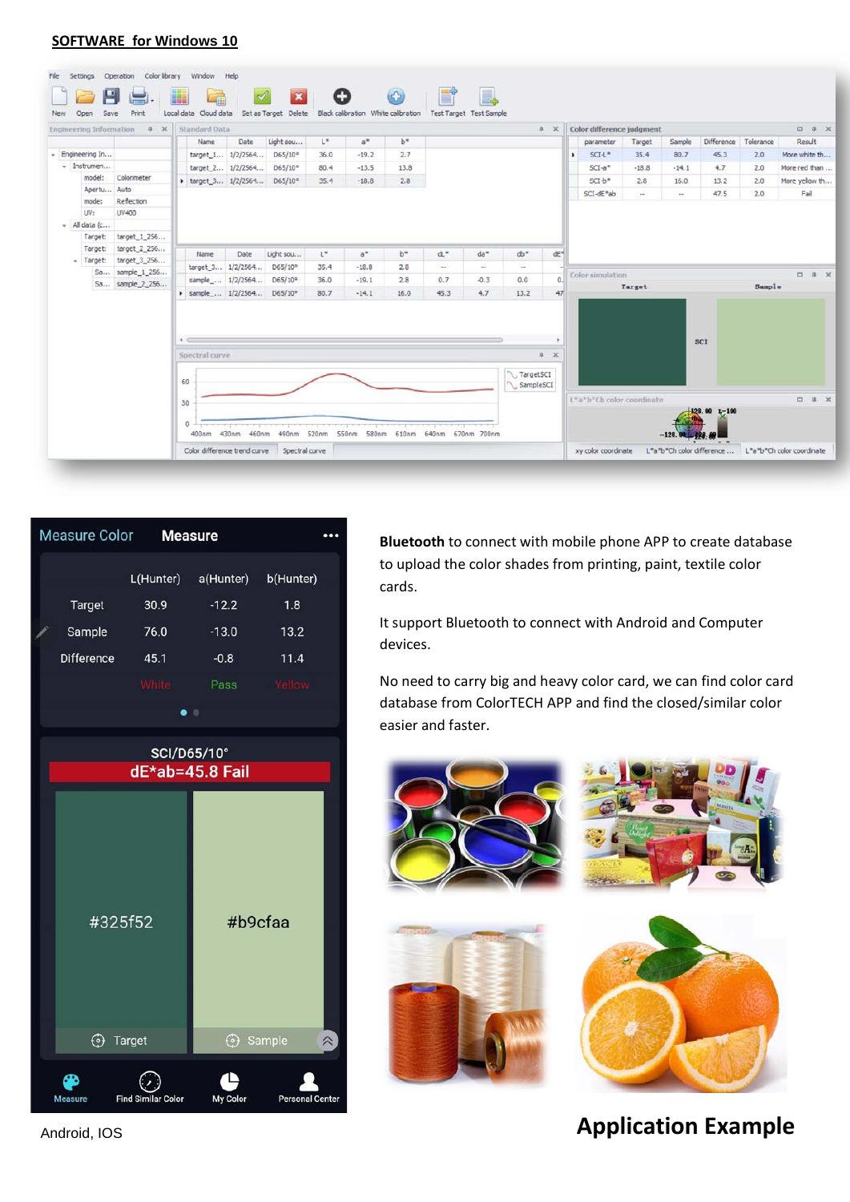**SOFTWARE for Windows 10**

Android, IOS

**Bluetooth** to connect with mobile phone APP to create database to upload the color shades from printing, paint, textile color cards.

It support Bluetooth to connect with Android and Computer devices.

No need to carry big and heavy color card, we can find color card database from ColorTECH APP and find the closed/similar color easier and faster.

**Application Example**